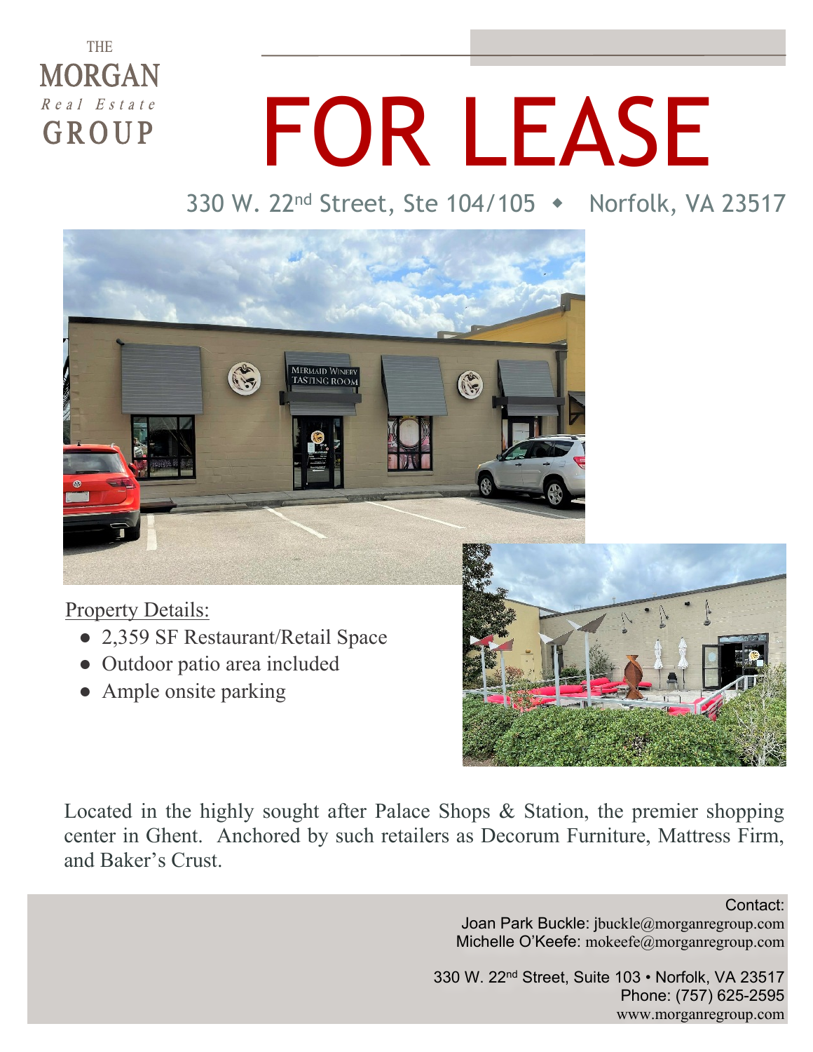THE
MORGAN
*Real Estate*
GROUP

# FOR LEASE

330 W. 22nd Street, Ste 104/105 ◆ Norfolk, VA 23517

Property Details:

- 2,359 SF Restaurant/Retail Space
- Outdoor patio area included
- Ample onsite parking

Located in the highly sought after Palace Shops & Station, the premier shopping center in Ghent. Anchored by such retailers as Decorum Furniture, Mattress Firm, and Baker's Crust.

Contact:
Joan Park Buckle: jbuckle@morganregroup.com
Michelle O'Keefe: mokeefe@morganregroup.com

330 W. 22nd Street, Suite 103 • Norfolk, VA 23517
Phone: (757) 625-2595
www.morganregroup.com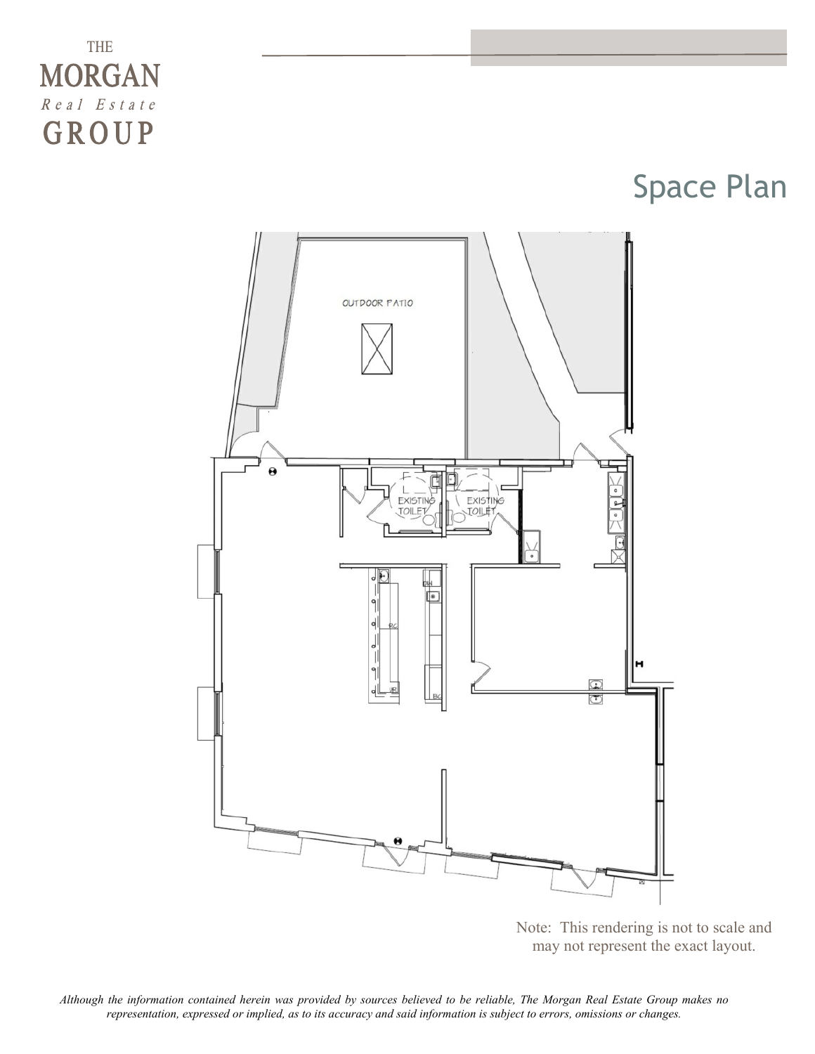THE
MORGAN
*Real Estate*
GROUP

# Space Plan

OUTDOOR PATIO

EXISTING TOILET

EXISTING TOILET

Note: This rendering is not to scale and may not represent the exact layout.

*Although the information contained herein was provided by sources believed to be reliable, The Morgan Real Estate Group makes no representation, expressed or implied, as to its accuracy and said information is subject to errors, omissions or changes.*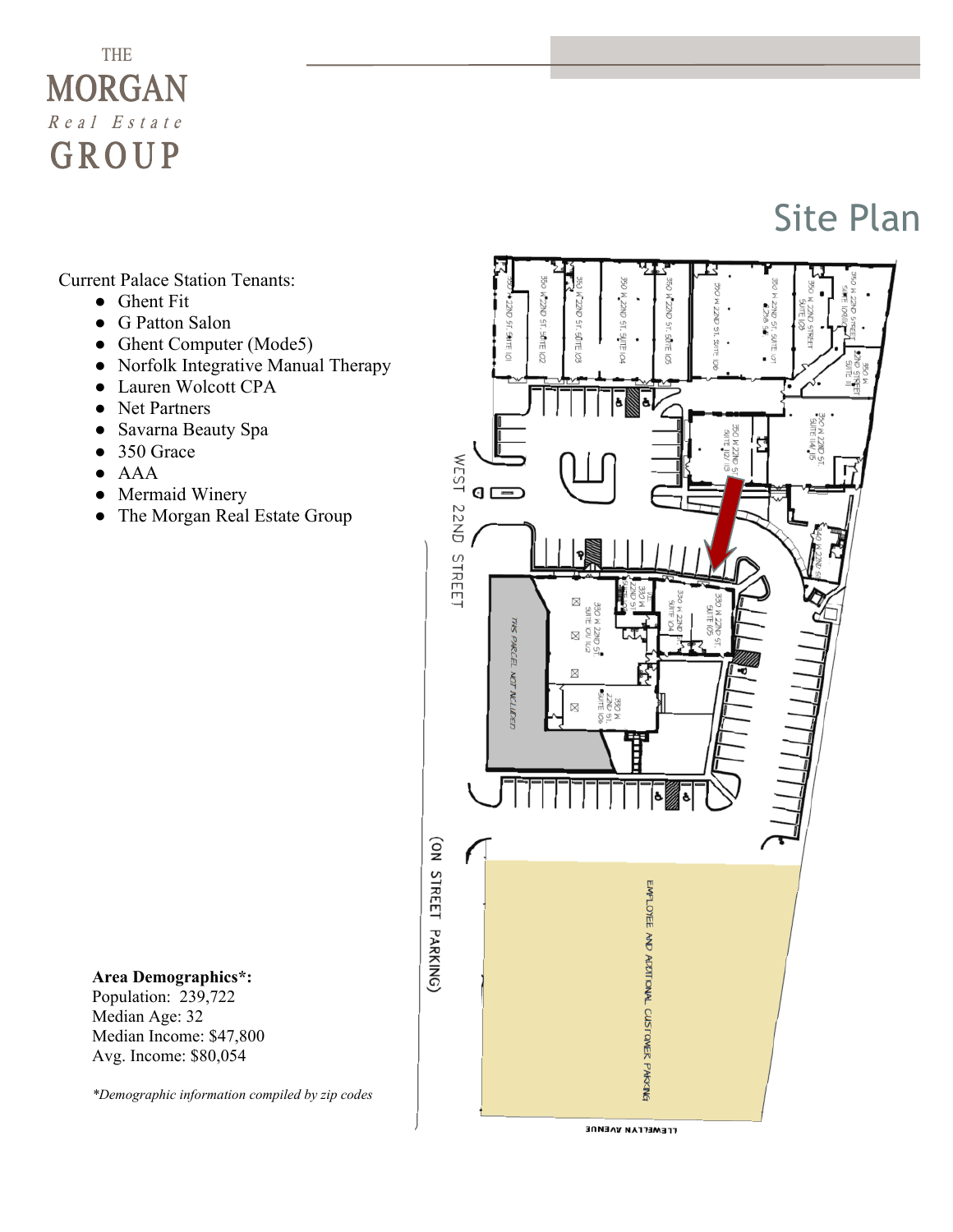# THE MORGAN *Real Estate* GROUP

## Site Plan

Current Palace Station Tenants:

- Ghent Fit
- G Patton Salon
- Ghent Computer (Mode5)
- Norfolk Integrative Manual Therapy
- Lauren Wolcott CPA
- Net Partners
- Savarna Beauty Spa
- 350 Grace
- AAA
- Mermaid Winery
- The Morgan Real Estate Group

WEST 22ND STREET

(ON STREET PARKING)

THIS PARCEL NOT INCLUDED

EMPLOYEE AND ADDITIONAL CUSTOMER PARKING

LLEWELLYN AVENUE

**Area Demographics*:**
Population: 239,722
Median Age: 32
Median Income: $47,800
Avg. Income: $80,054

*\*Demographic information compiled by zip codes*